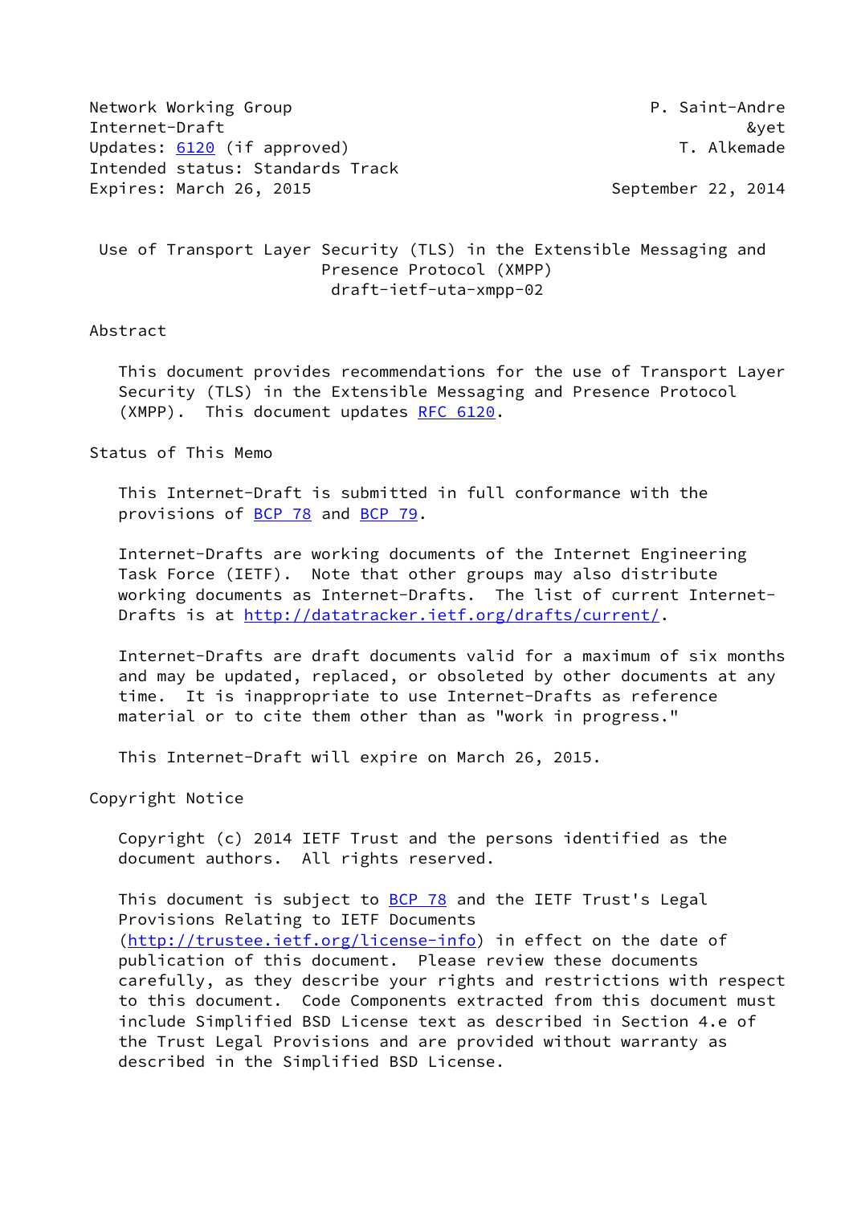Network Working Group P. Saint-Andre
Internet-Draft &yet
Updates: 6120 (if approved) T. Alkemade
Intended status: Standards Track
Expires: March 26, 2015 September 22, 2014

# Use of Transport Layer Security (TLS) in the Extensible Messaging and Presence Protocol (XMPP)

draft-ietf-uta-xmpp-02

## Abstract

This document provides recommendations for the use of Transport Layer Security (TLS) in the Extensible Messaging and Presence Protocol (XMPP). This document updates RFC 6120.

## Status of This Memo

This Internet-Draft is submitted in full conformance with the provisions of BCP 78 and BCP 79.

Internet-Drafts are working documents of the Internet Engineering Task Force (IETF). Note that other groups may also distribute working documents as Internet-Drafts. The list of current Internet-Drafts is at http://datatracker.ietf.org/drafts/current/.

Internet-Drafts are draft documents valid for a maximum of six months and may be updated, replaced, or obsoleted by other documents at any time. It is inappropriate to use Internet-Drafts as reference material or to cite them other than as "work in progress."

This Internet-Draft will expire on March 26, 2015.

## Copyright Notice

Copyright (c) 2014 IETF Trust and the persons identified as the document authors. All rights reserved.

This document is subject to BCP 78 and the IETF Trust's Legal Provisions Relating to IETF Documents (http://trustee.ietf.org/license-info) in effect on the date of publication of this document. Please review these documents carefully, as they describe your rights and restrictions with respect to this document. Code Components extracted from this document must include Simplified BSD License text as described in Section 4.e of the Trust Legal Provisions and are provided without warranty as described in the Simplified BSD License.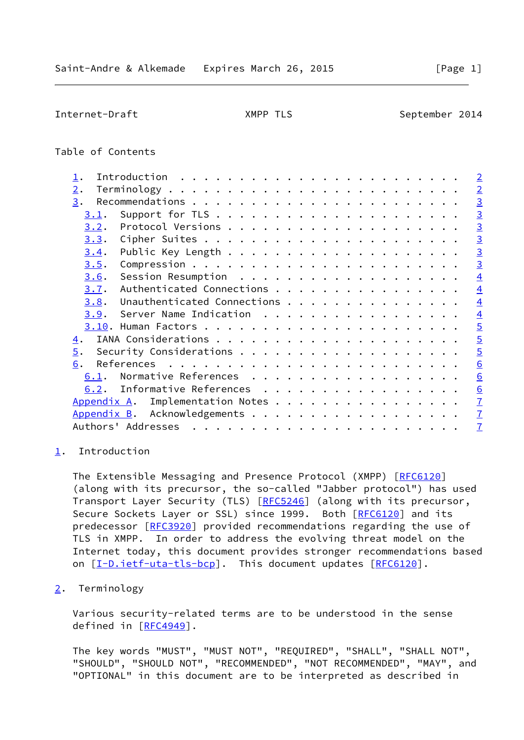Table of Contents

- 1. Introduction . . . . . . . . . . . . . . . . . . . . . . . . 2
- 2. Terminology . . . . . . . . . . . . . . . . . . . . . . . . 2
- 3. Recommendations . . . . . . . . . . . . . . . . . . . . . . 3
  - 3.1. Support for TLS . . . . . . . . . . . . . . . . . . . . 3
  - 3.2. Protocol Versions . . . . . . . . . . . . . . . . . . . 3
  - 3.3. Cipher Suites . . . . . . . . . . . . . . . . . . . . . 3
  - 3.4. Public Key Length . . . . . . . . . . . . . . . . . . . 3
  - 3.5. Compression . . . . . . . . . . . . . . . . . . . . . . 3
  - 3.6. Session Resumption . . . . . . . . . . . . . . . . . . 4
  - 3.7. Authenticated Connections . . . . . . . . . . . . . . . 4
  - 3.8. Unauthenticated Connections . . . . . . . . . . . . . . 4
  - 3.9. Server Name Indication . . . . . . . . . . . . . . . . 4
  - 3.10. Human Factors . . . . . . . . . . . . . . . . . . . . . 5
- 4. IANA Considerations . . . . . . . . . . . . . . . . . . . . 5
- 5. Security Considerations . . . . . . . . . . . . . . . . . . 5
- 6. References . . . . . . . . . . . . . . . . . . . . . . . . 6
  - 6.1. Normative References . . . . . . . . . . . . . . . . . 6
  - 6.2. Informative References . . . . . . . . . . . . . . . . 6
- Appendix A. Implementation Notes . . . . . . . . . . . . . . . . 7
- Appendix B. Acknowledgements . . . . . . . . . . . . . . . . . . 7
- Authors' Addresses . . . . . . . . . . . . . . . . . . . . . . . 7

## 1. Introduction

The Extensible Messaging and Presence Protocol (XMPP) [RFC6120] (along with its precursor, the so-called "Jabber protocol") has used Transport Layer Security (TLS) [RFC5246] (along with its precursor, Secure Sockets Layer or SSL) since 1999. Both [RFC6120] and its predecessor [RFC3920] provided recommendations regarding the use of TLS in XMPP. In order to address the evolving threat model on the Internet today, this document provides stronger recommendations based on [I-D.ietf-uta-tls-bcp]. This document updates [RFC6120].

## 2. Terminology

Various security-related terms are to be understood in the sense defined in [RFC4949].

The key words "MUST", "MUST NOT", "REQUIRED", "SHALL", "SHALL NOT", "SHOULD", "SHOULD NOT", "RECOMMENDED", "NOT RECOMMENDED", "MAY", and "OPTIONAL" in this document are to be interpreted as described in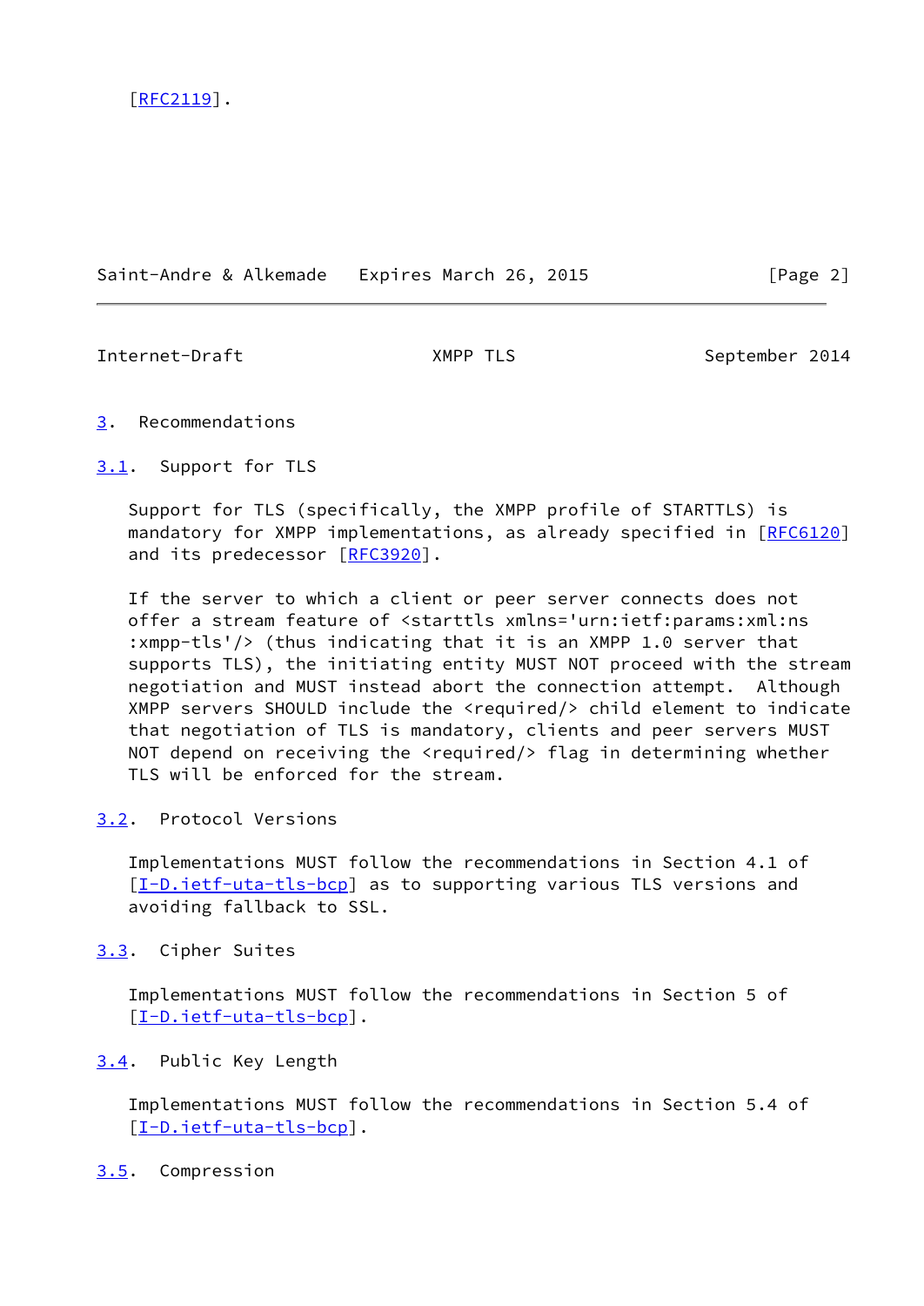[RFC2119].

## 3. Recommendations

### 3.1. Support for TLS

Support for TLS (specifically, the XMPP profile of STARTTLS) is mandatory for XMPP implementations, as already specified in [RFC6120] and its predecessor [RFC3920].

If the server to which a client or peer server connects does not offer a stream feature of <starttls xmlns='urn:ietf:params:xml:ns:xmpp-tls'/> (thus indicating that it is an XMPP 1.0 server that supports TLS), the initiating entity MUST NOT proceed with the stream negotiation and MUST instead abort the connection attempt. Although XMPP servers SHOULD include the <required/> child element to indicate that negotiation of TLS is mandatory, clients and peer servers MUST NOT depend on receiving the <required/> flag in determining whether TLS will be enforced for the stream.

### 3.2. Protocol Versions

Implementations MUST follow the recommendations in Section 4.1 of [I-D.ietf-uta-tls-bcp] as to supporting various TLS versions and avoiding fallback to SSL.

### 3.3. Cipher Suites

Implementations MUST follow the recommendations in Section 5 of [I-D.ietf-uta-tls-bcp].

### 3.4. Public Key Length

Implementations MUST follow the recommendations in Section 5.4 of [I-D.ietf-uta-tls-bcp].

### 3.5. Compression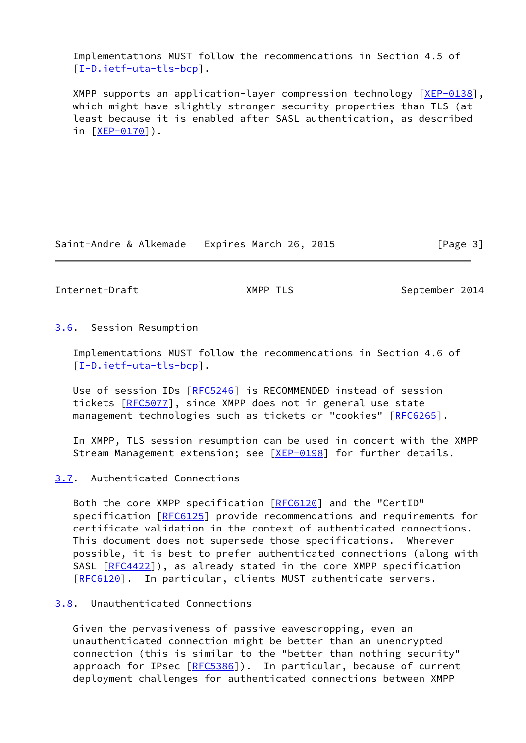Implementations MUST follow the recommendations in Section 4.5 of [I-D.ietf-uta-tls-bcp].

XMPP supports an application-layer compression technology [XEP-0138], which might have slightly stronger security properties than TLS (at least because it is enabled after SASL authentication, as described in [XEP-0170]).

### 3.6. Session Resumption

Implementations MUST follow the recommendations in Section 4.6 of [I-D.ietf-uta-tls-bcp].

Use of session IDs [RFC5246] is RECOMMENDED instead of session tickets [RFC5077], since XMPP does not in general use state management technologies such as tickets or "cookies" [RFC6265].

In XMPP, TLS session resumption can be used in concert with the XMPP Stream Management extension; see [XEP-0198] for further details.

### 3.7. Authenticated Connections

Both the core XMPP specification [RFC6120] and the "CertID" specification [RFC6125] provide recommendations and requirements for certificate validation in the context of authenticated connections. This document does not supersede those specifications. Wherever possible, it is best to prefer authenticated connections (along with SASL [RFC4422]), as already stated in the core XMPP specification [RFC6120]. In particular, clients MUST authenticate servers.

### 3.8. Unauthenticated Connections

Given the pervasiveness of passive eavesdropping, even an unauthenticated connection might be better than an unencrypted connection (this is similar to the "better than nothing security" approach for IPsec [RFC5386]). In particular, because of current deployment challenges for authenticated connections between XMPP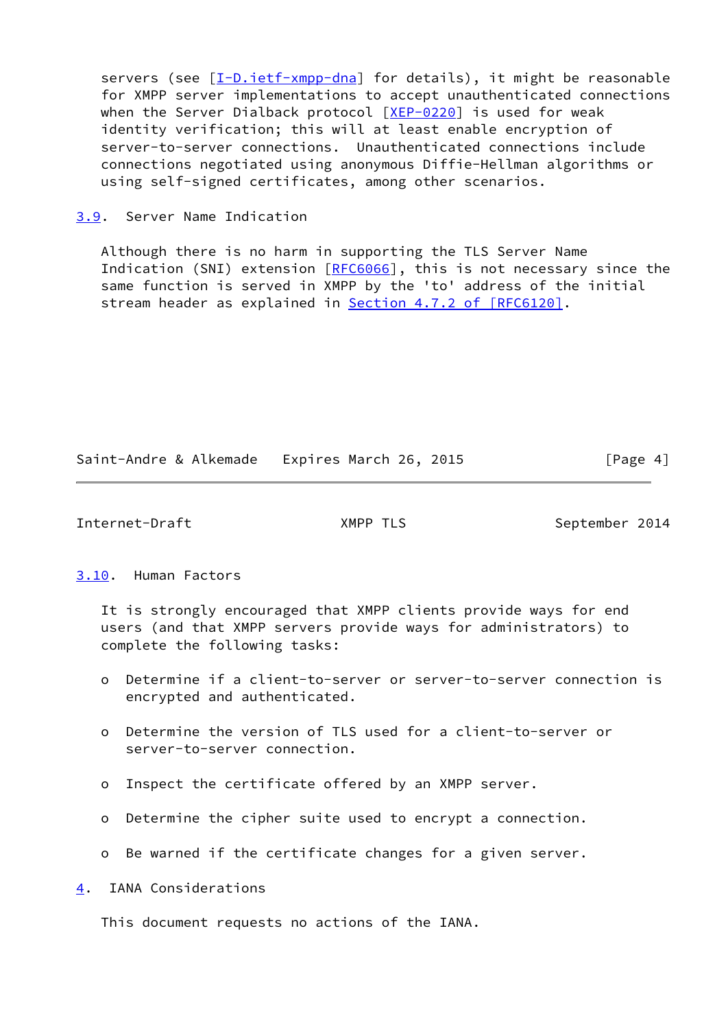servers (see [I-D.ietf-xmpp-dna] for details), it might be reasonable for XMPP server implementations to accept unauthenticated connections when the Server Dialback protocol [XEP-0220] is used for weak identity verification; this will at least enable encryption of server-to-server connections. Unauthenticated connections include connections negotiated using anonymous Diffie-Hellman algorithms or using self-signed certificates, among other scenarios.

### 3.9. Server Name Indication

Although there is no harm in supporting the TLS Server Name Indication (SNI) extension [RFC6066], this is not necessary since the same function is served in XMPP by the 'to' address of the initial stream header as explained in Section 4.7.2 of [RFC6120].

### 3.10. Human Factors

It is strongly encouraged that XMPP clients provide ways for end users (and that XMPP servers provide ways for administrators) to complete the following tasks:

- Determine if a client-to-server or server-to-server connection is encrypted and authenticated.
- Determine the version of TLS used for a client-to-server or server-to-server connection.
- Inspect the certificate offered by an XMPP server.
- Determine the cipher suite used to encrypt a connection.
- Be warned if the certificate changes for a given server.

## 4. IANA Considerations

This document requests no actions of the IANA.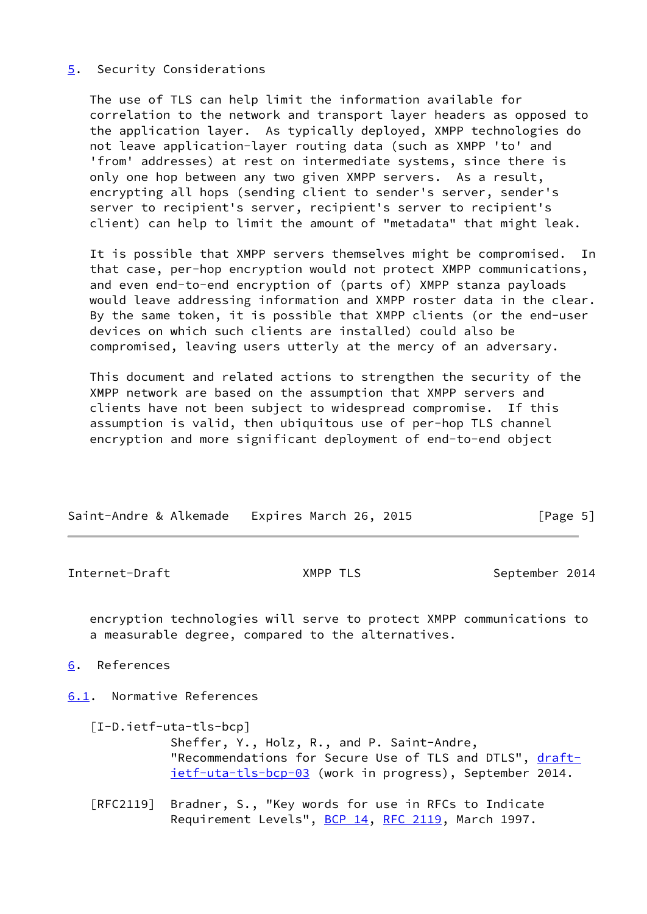## 5. Security Considerations

The use of TLS can help limit the information available for correlation to the network and transport layer headers as opposed to the application layer. As typically deployed, XMPP technologies do not leave application-layer routing data (such as XMPP 'to' and 'from' addresses) at rest on intermediate systems, since there is only one hop between any two given XMPP servers. As a result, encrypting all hops (sending client to sender's server, sender's server to recipient's server, recipient's server to recipient's client) can help to limit the amount of "metadata" that might leak.

It is possible that XMPP servers themselves might be compromised. In that case, per-hop encryption would not protect XMPP communications, and even end-to-end encryption of (parts of) XMPP stanza payloads would leave addressing information and XMPP roster data in the clear. By the same token, it is possible that XMPP clients (or the end-user devices on which such clients are installed) could also be compromised, leaving users utterly at the mercy of an adversary.

This document and related actions to strengthen the security of the XMPP network are based on the assumption that XMPP servers and clients have not been subject to widespread compromise. If this assumption is valid, then ubiquitous use of per-hop TLS channel encryption and more significant deployment of end-to-end object encryption technologies will serve to protect XMPP communications to a measurable degree, compared to the alternatives.

## 6. References

### 6.1. Normative References

[I-D.ietf-uta-tls-bcp]
Sheffer, Y., Holz, R., and P. Saint-Andre, "Recommendations for Secure Use of TLS and DTLS", draft-ietf-uta-tls-bcp-03 (work in progress), September 2014.

[RFC2119] Bradner, S., "Key words for use in RFCs to Indicate Requirement Levels", BCP 14, RFC 2119, March 1997.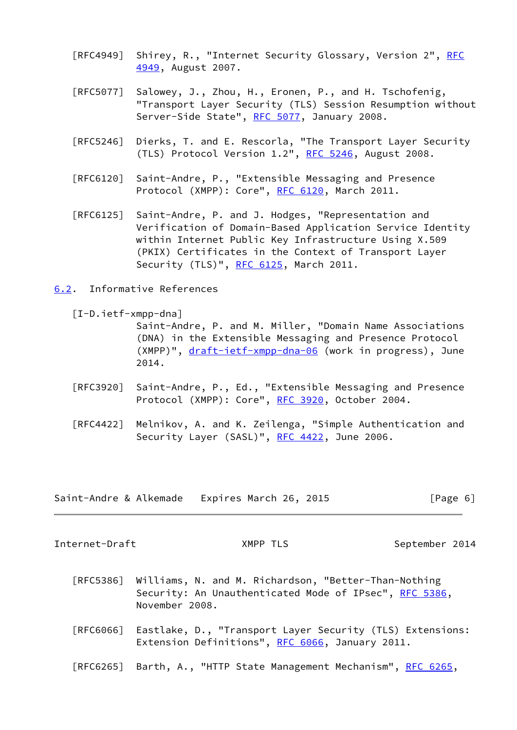[RFC4949] Shirey, R., "Internet Security Glossary, Version 2", RFC 4949, August 2007.

[RFC5077] Salowey, J., Zhou, H., Eronen, P., and H. Tschofenig, "Transport Layer Security (TLS) Session Resumption without Server-Side State", RFC 5077, January 2008.

[RFC5246] Dierks, T. and E. Rescorla, "The Transport Layer Security (TLS) Protocol Version 1.2", RFC 5246, August 2008.

[RFC6120] Saint-Andre, P., "Extensible Messaging and Presence Protocol (XMPP): Core", RFC 6120, March 2011.

[RFC6125] Saint-Andre, P. and J. Hodges, "Representation and Verification of Domain-Based Application Service Identity within Internet Public Key Infrastructure Using X.509 (PKIX) Certificates in the Context of Transport Layer Security (TLS)", RFC 6125, March 2011.

## 6.2. Informative References

[I-D.ietf-xmpp-dna] Saint-Andre, P. and M. Miller, "Domain Name Associations (DNA) in the Extensible Messaging and Presence Protocol (XMPP)", draft-ietf-xmpp-dna-06 (work in progress), June 2014.

[RFC3920] Saint-Andre, P., Ed., "Extensible Messaging and Presence Protocol (XMPP): Core", RFC 3920, October 2004.

[RFC4422] Melnikov, A. and K. Zeilenga, "Simple Authentication and Security Layer (SASL)", RFC 4422, June 2006.

[RFC5386] Williams, N. and M. Richardson, "Better-Than-Nothing Security: An Unauthenticated Mode of IPsec", RFC 5386, November 2008.

[RFC6066] Eastlake, D., "Transport Layer Security (TLS) Extensions: Extension Definitions", RFC 6066, January 2011.

[RFC6265] Barth, A., "HTTP State Management Mechanism", RFC 6265,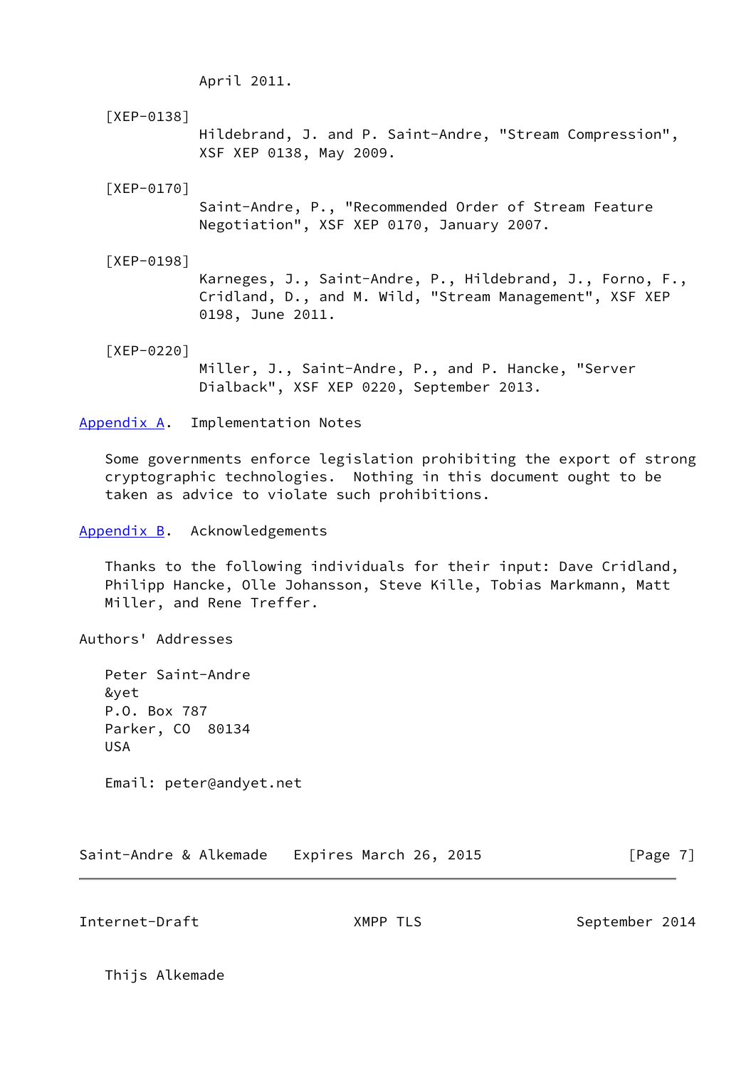April 2011.

[XEP-0138]
Hildebrand, J. and P. Saint-Andre, "Stream Compression", XSF XEP 0138, May 2009.

[XEP-0170]
Saint-Andre, P., "Recommended Order of Stream Feature Negotiation", XSF XEP 0170, January 2007.

[XEP-0198]
Karneges, J., Saint-Andre, P., Hildebrand, J., Forno, F., Cridland, D., and M. Wild, "Stream Management", XSF XEP 0198, June 2011.

[XEP-0220]
Miller, J., Saint-Andre, P., and P. Hancke, "Server Dialback", XSF XEP 0220, September 2013.

## Appendix A. Implementation Notes

Some governments enforce legislation prohibiting the export of strong cryptographic technologies. Nothing in this document ought to be taken as advice to violate such prohibitions.

## Appendix B. Acknowledgements

Thanks to the following individuals for their input: Dave Cridland, Philipp Hancke, Olle Johansson, Steve Kille, Tobias Markmann, Matt Miller, and Rene Treffer.

## Authors' Addresses

Peter Saint-Andre
&yet
P.O. Box 787
Parker, CO 80134
USA

Email: peter@andyet.net

Thijs Alkemade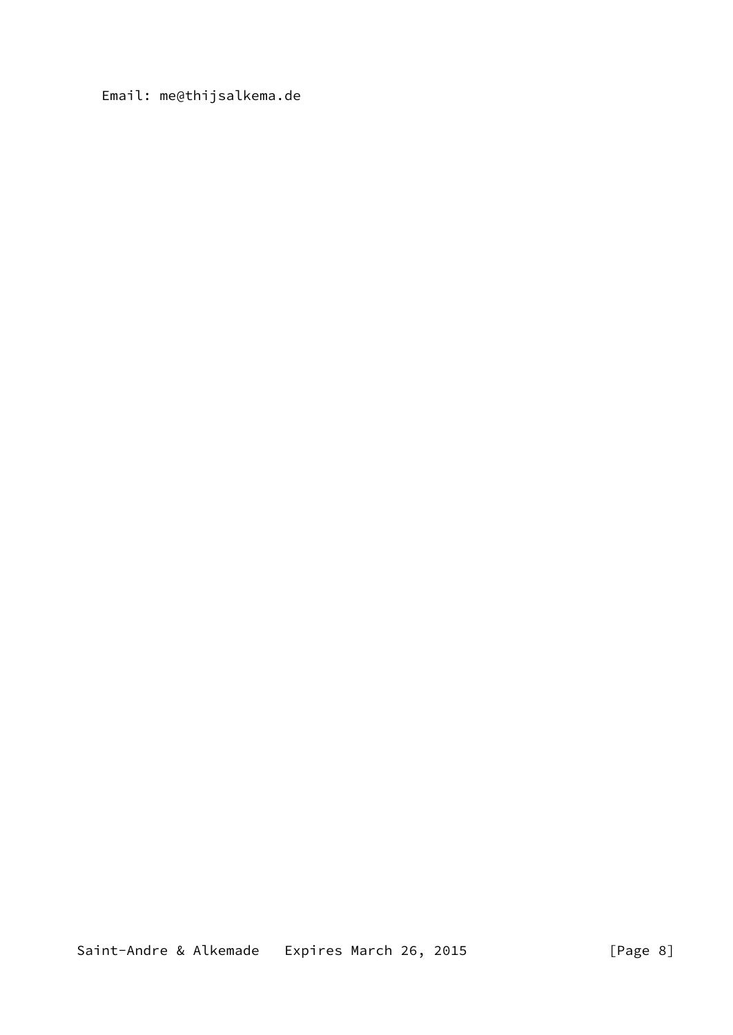Email: me@thijsalkema.de